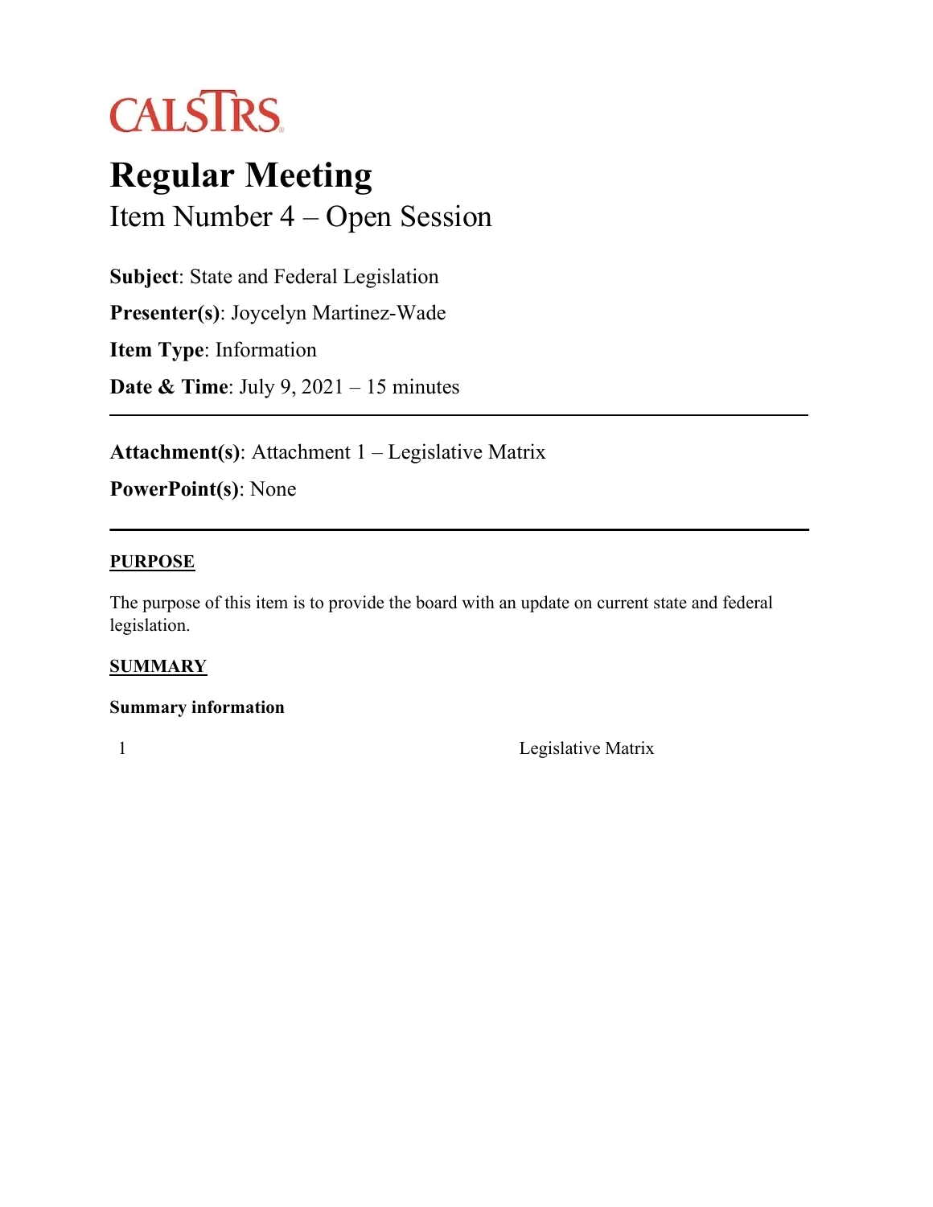CALSTRS

# Regular Meeting

## Item Number 4 – Open Session

**Subject**: State and Federal Legislation

**Presenter(s)**: Joycelyn Martinez-Wade

**Item Type**: Information

**Date & Time**: July 9, 2021 – 15 minutes

---

**Attachment(s)**: Attachment 1 – Legislative Matrix

**PowerPoint(s)**: None

---

### PURPOSE

The purpose of this item is to provide the board with an update on current state and federal legislation.

### SUMMARY

**Summary information**

| 1 | Legislative Matrix |
|---|---|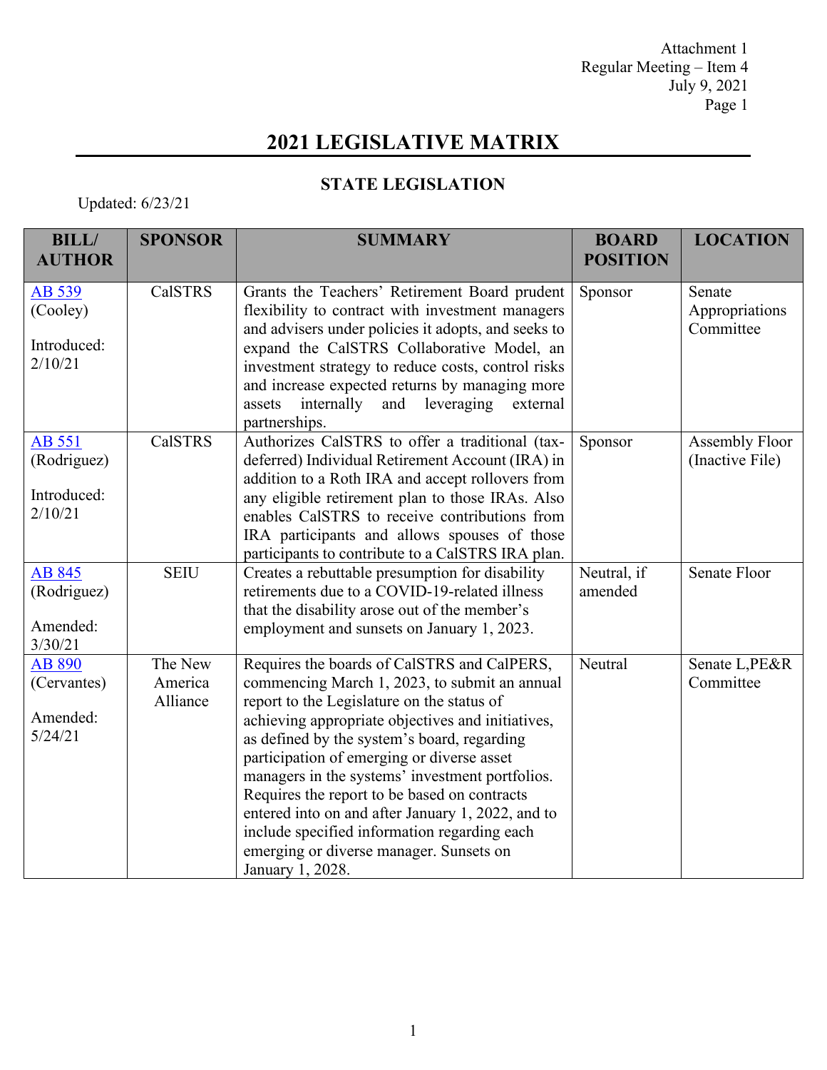Attachment 1
Regular Meeting – Item 4
July 9, 2021

# 2021 LEGISLATIVE MATRIX

## STATE LEGISLATION

Updated: 6/23/21

| BILL/ AUTHOR | SPONSOR | SUMMARY | BOARD POSITION | LOCATION |
|---|---|---|---|---|
| AB 539 (Cooley)<br><br>Introduced: 2/10/21 | CalSTRS | Grants the Teachers' Retirement Board prudent flexibility to contract with investment managers and advisers under policies it adopts, and seeks to expand the CalSTRS Collaborative Model, an investment strategy to reduce costs, control risks and increase expected returns by managing more assets internally and leveraging external partnerships. | Sponsor | Senate Appropriations Committee |
| AB 551 (Rodriguez)<br><br>Introduced: 2/10/21 | CalSTRS | Authorizes CalSTRS to offer a traditional (tax-deferred) Individual Retirement Account (IRA) in addition to a Roth IRA and accept rollovers from any eligible retirement plan to those IRAs. Also enables CalSTRS to receive contributions from IRA participants and allows spouses of those participants to contribute to a CalSTRS IRA plan. | Sponsor | Assembly Floor (Inactive File) |
| AB 845 (Rodriguez)<br><br>Amended: 3/30/21 | SEIU | Creates a rebuttable presumption for disability retirements due to a COVID-19-related illness that the disability arose out of the member's employment and sunsets on January 1, 2023. | Neutral, if amended | Senate Floor |
| AB 890 (Cervantes)<br><br>Amended: 5/24/21 | The New America Alliance | Requires the boards of CalSTRS and CalPERS, commencing March 1, 2023, to submit an annual report to the Legislature on the status of achieving appropriate objectives and initiatives, as defined by the system's board, regarding participation of emerging or diverse asset managers in the systems' investment portfolios. Requires the report to be based on contracts entered into on and after January 1, 2022, and to include specified information regarding each emerging or diverse manager. Sunsets on January 1, 2028. | Neutral | Senate L,PE&R Committee |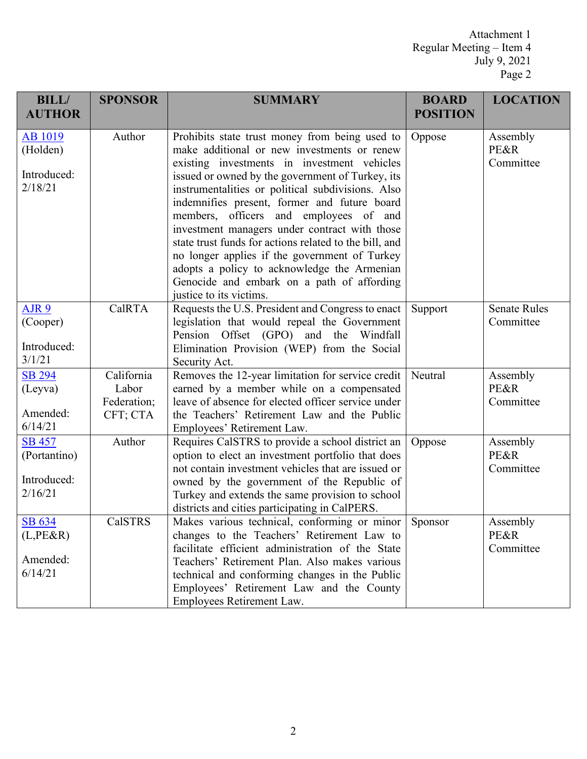| BILL/ AUTHOR | SPONSOR | SUMMARY | BOARD POSITION | LOCATION |
|---|---|---|---|---|
| AB 1019 (Holden) Introduced: 2/18/21 | Author | Prohibits state trust money from being used to make additional or new investments or renew existing investments in investment vehicles issued or owned by the government of Turkey, its instrumentalities or political subdivisions. Also indemnifies present, former and future board members, officers and employees of and investment managers under contract with those state trust funds for actions related to the bill, and no longer applies if the government of Turkey adopts a policy to acknowledge the Armenian Genocide and embark on a path of affording justice to its victims. | Oppose | Assembly PE&R Committee |
| AJR 9 (Cooper) Introduced: 3/1/21 | CalRTA | Requests the U.S. President and Congress to enact legislation that would repeal the Government Pension Offset (GPO) and the Windfall Elimination Provision (WEP) from the Social Security Act. | Support | Senate Rules Committee |
| SB 294 (Leyva) Amended: 6/14/21 | California Labor Federation; CFT; CTA | Removes the 12-year limitation for service credit earned by a member while on a compensated leave of absence for elected officer service under the Teachers' Retirement Law and the Public Employees' Retirement Law. | Neutral | Assembly PE&R Committee |
| SB 457 (Portantino) Introduced: 2/16/21 | Author | Requires CalSTRS to provide a school district an option to elect an investment portfolio that does not contain investment vehicles that are issued or owned by the government of the Republic of Turkey and extends the same provision to school districts and cities participating in CalPERS. | Oppose | Assembly PE&R Committee |
| SB 634 (L,PE&R) Amended: 6/14/21 | CalSTRS | Makes various technical, conforming or minor changes to the Teachers' Retirement Law to facilitate efficient administration of the State Teachers' Retirement Plan. Also makes various technical and conforming changes in the Public Employees' Retirement Law and the County Employees Retirement Law. | Sponsor | Assembly PE&R Committee |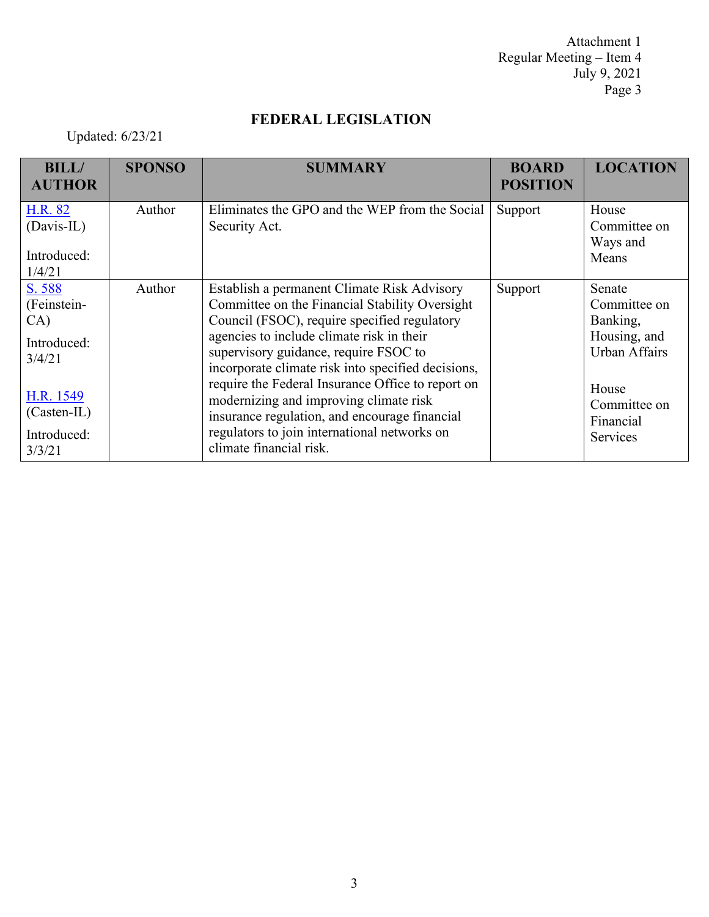Attachment 1
Regular Meeting – Item 4
July 9, 2021
Page 3

## FEDERAL LEGISLATION

Updated: 6/23/21

| BILL/ AUTHOR | SPONSO | SUMMARY | BOARD POSITION | LOCATION |
|---|---|---|---|---|
| H.R. 82 (Davis-IL)<br><br>Introduced: 1/4/21 | Author | Eliminates the GPO and the WEP from the Social Security Act. | Support | House Committee on Ways and Means |
| S. 588 (Feinstein-CA)<br><br>Introduced: 3/4/21<br><br>H.R. 1549 (Casten-IL)<br><br>Introduced: 3/3/21 | Author | Establish a permanent Climate Risk Advisory Committee on the Financial Stability Oversight Council (FSOC), require specified regulatory agencies to include climate risk in their supervisory guidance, require FSOC to incorporate climate risk into specified decisions, require the Federal Insurance Office to report on modernizing and improving climate risk insurance regulation, and encourage financial regulators to join international networks on climate financial risk. | Support | Senate Committee on Banking, Housing, and Urban Affairs<br><br>House Committee on Financial Services |